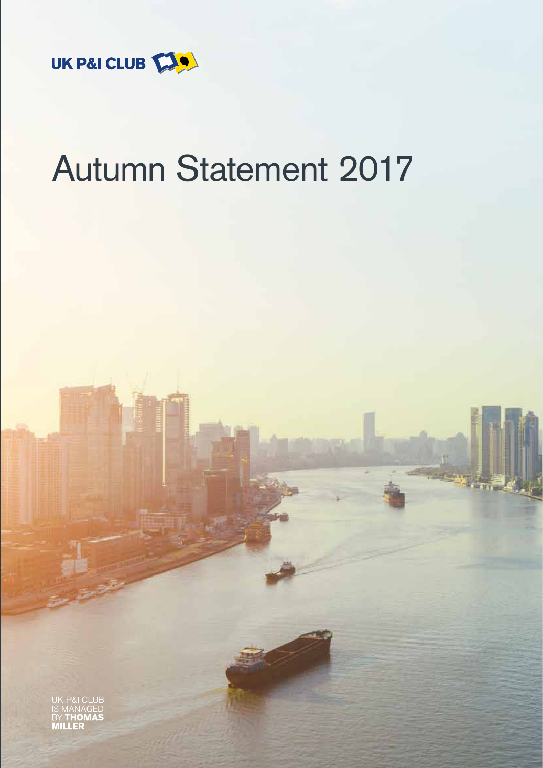UK P&I CLUB

# Autumn Statement 2017

UK P&I CLUB
IS MANAGED
BY **THOMAS**
**MILLER**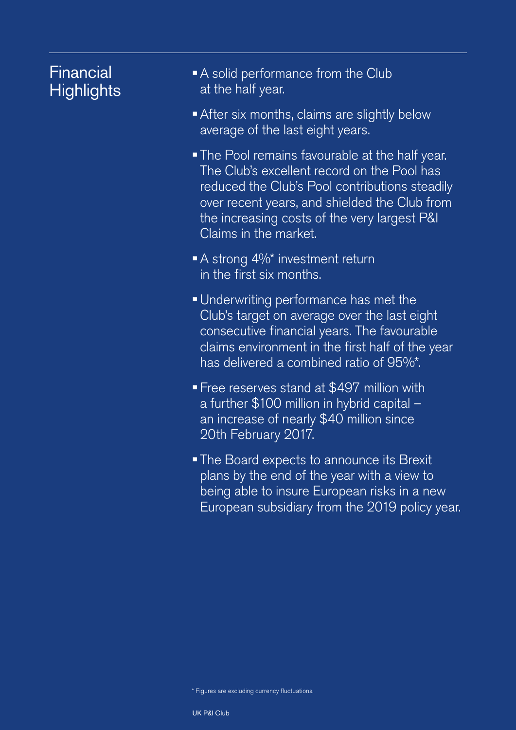## Financial Highlights

- A solid performance from the Club at the half year.
- After six months, claims are slightly below average of the last eight years.
- The Pool remains favourable at the half year. The Club's excellent record on the Pool has reduced the Club's Pool contributions steadily over recent years, and shielded the Club from the increasing costs of the very largest P&I Claims in the market.
- A strong 4%* investment return in the first six months.
- Underwriting performance has met the Club's target on average over the last eight consecutive financial years. The favourable claims environment in the first half of the year has delivered a combined ratio of 95%*.
- Free reserves stand at $497 million with a further $100 million in hybrid capital – an increase of nearly $40 million since 20th February 2017.
- The Board expects to announce its Brexit plans by the end of the year with a view to being able to insure European risks in a new European subsidiary from the 2019 policy year.

\* Figures are excluding currency fluctuations.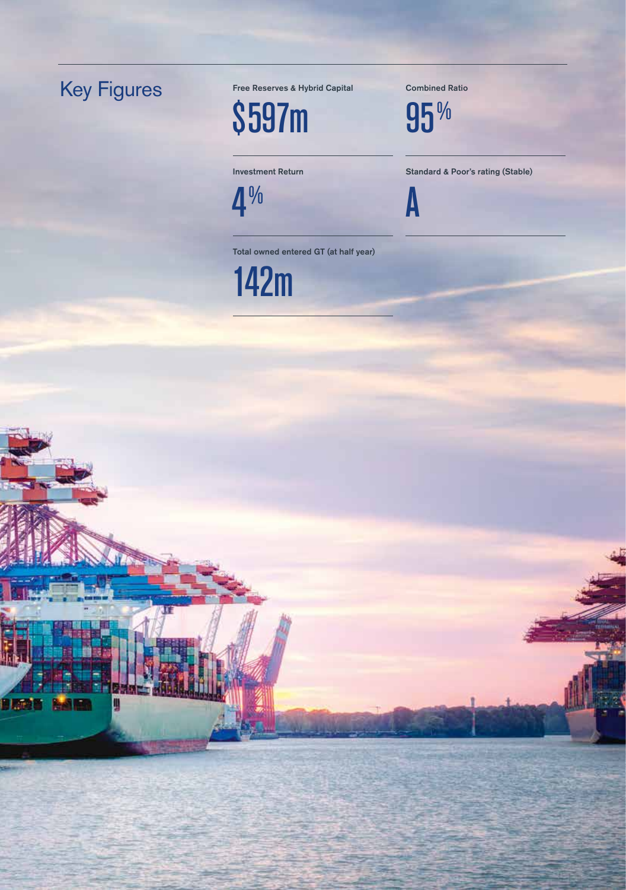# Key Figures

**Free Reserves & Hybrid Capital**

$597m

**Combined Ratio**

95%

**Investment Return**

4%

**Standard & Poor's rating (Stable)**

A

**Total owned entered GT (at half year)**

142m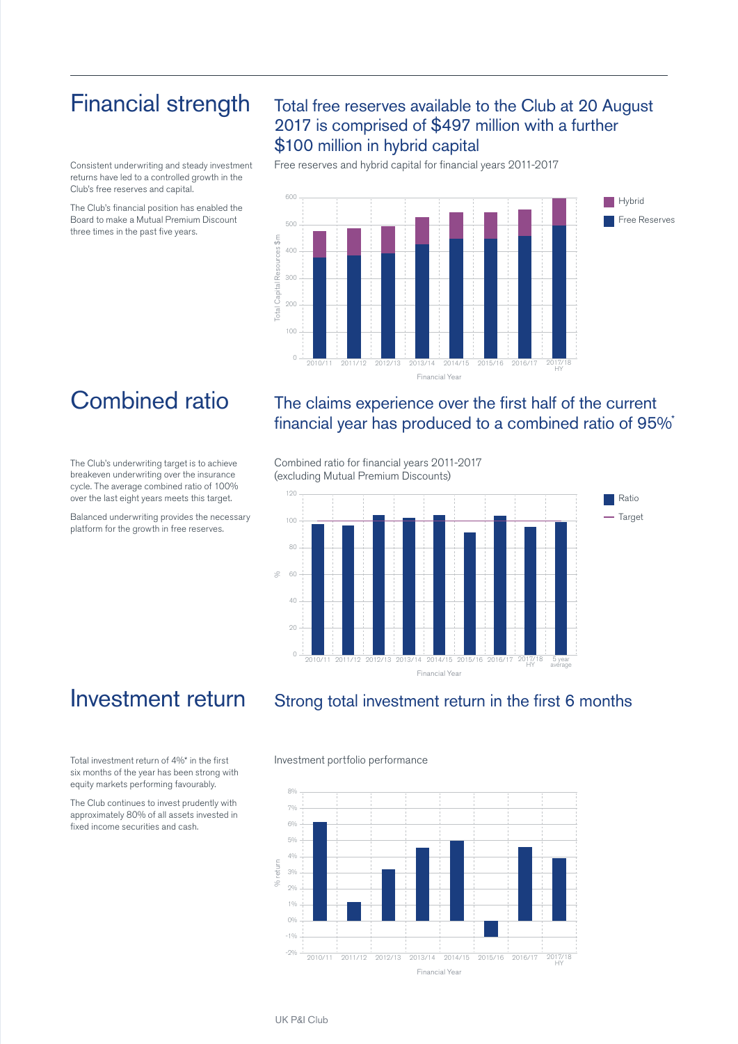# Financial strength

Consistent underwriting and steady investment returns have led to a controlled growth in the Club's free reserves and capital.

The Club's financial position has enabled the Board to make a Mutual Premium Discount three times in the past five years.

## Total free reserves available to the Club at 20 August 2017 is comprised of $497 million with a further $100 million in hybrid capital

Free reserves and hybrid capital for financial years 2011-2017

# Combined ratio

The Club's underwriting target is to achieve breakeven underwriting over the insurance cycle. The average combined ratio of 100% over the last eight years meets this target.

Balanced underwriting provides the necessary platform for the growth in free reserves.

## The claims experience over the first half of the current financial year has produced to a combined ratio of 95%*

Combined ratio for financial years 2011-2017
(excluding Mutual Premium Discounts)

# Investment return

Total investment return of 4%* in the first six months of the year has been strong with equity markets performing favourably.

The Club continues to invest prudently with approximately 80% of all assets invested in fixed income securities and cash.

## Strong total investment return in the first 6 months

Investment portfolio performance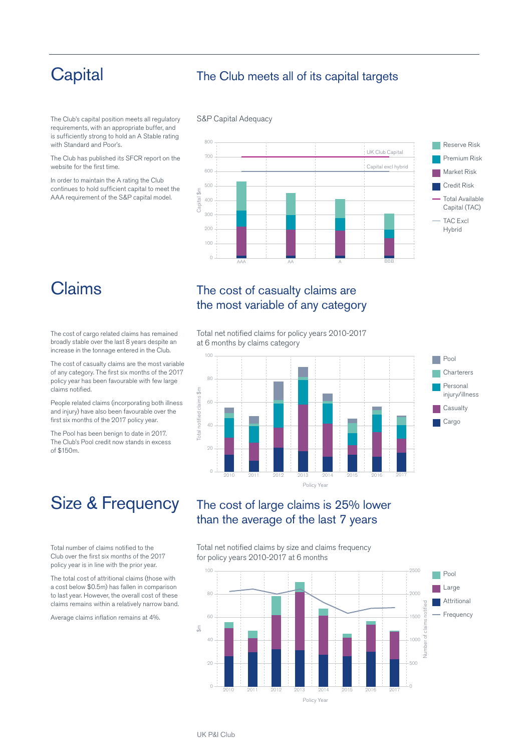# Capital

## The Club meets all of its capital targets

The Club's capital position meets all regulatory requirements, with an appropriate buffer, and is sufficiently strong to hold an A Stable rating with Standard and Poor's.

The Club has published its SFCR report on the website for the first time.

In order to maintain the A rating the Club continues to hold sufficient capital to meet the AAA requirement of the S&P capital model.

S&P Capital Adequacy

# Claims

## The cost of casualty claims are the most variable of any category

The cost of cargo related claims has remained broadly stable over the last 8 years despite an increase in the tonnage entered in the Club.

The cost of casualty claims are the most variable of any category. The first six months of the 2017 policy year has been favourable with few large claims notified.

People related claims (incorporating both illness and injury) have also been favourable over the first six months of the 2017 policy year.

The Pool has been benign to date in 2017. The Club's Pool credit now stands in excess of $150m.

Total net notified claims for policy years 2010-2017 at 6 months by claims category

# Size & Frequency

## The cost of large claims is 25% lower than the average of the last 7 years

Total number of claims notified to the Club over the first six months of the 2017 policy year is in line with the prior year.

The total cost of attritional claims (those with a cost below $0.5m) has fallen in comparison to last year. However, the overall cost of these claims remains within a relatively narrow band.

Average claims inflation remains at 4%.

Total net notified claims by size and claims frequency for policy years 2010-2017 at 6 months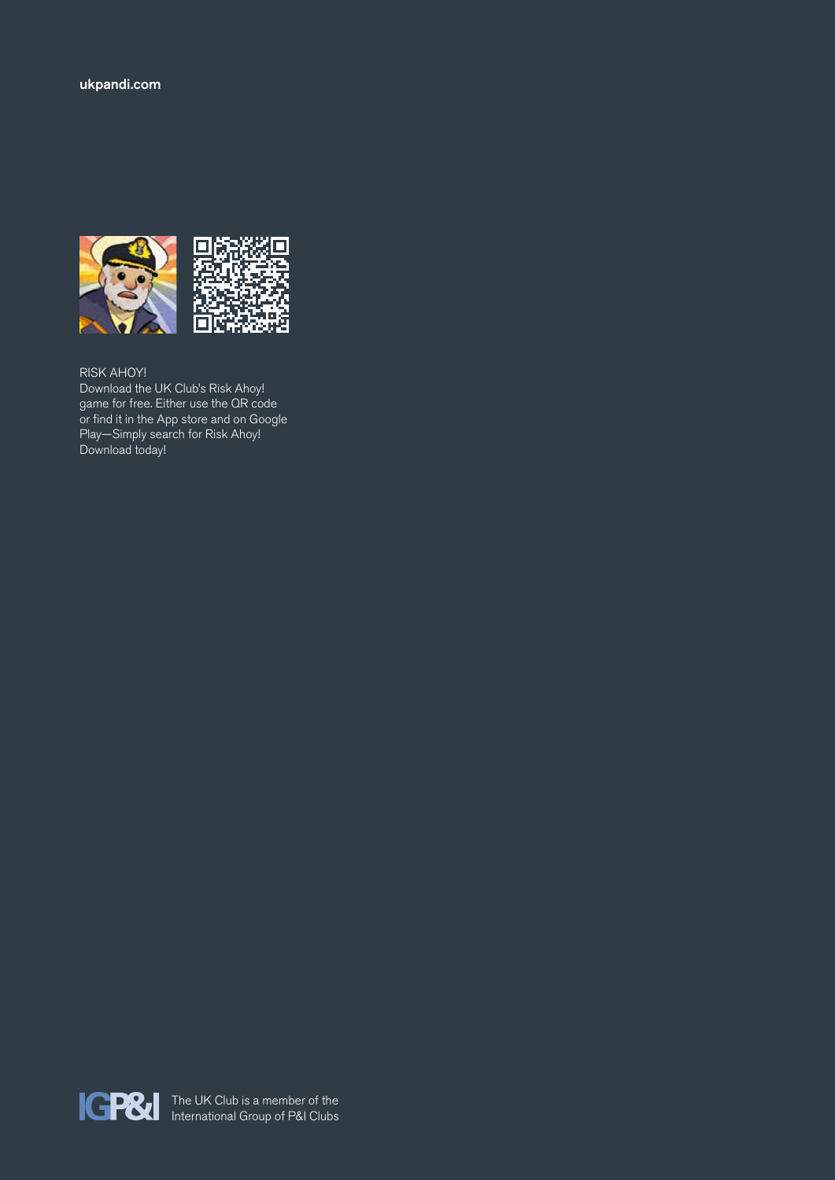ukpandi.com

RISK AHOY!
Download the UK Club's Risk Ahoy! game for free. Either use the QR code or find it in the App store and on Google Play—Simply search for Risk Ahoy! Download today!

The UK Club is a member of the International Group of P&I Clubs